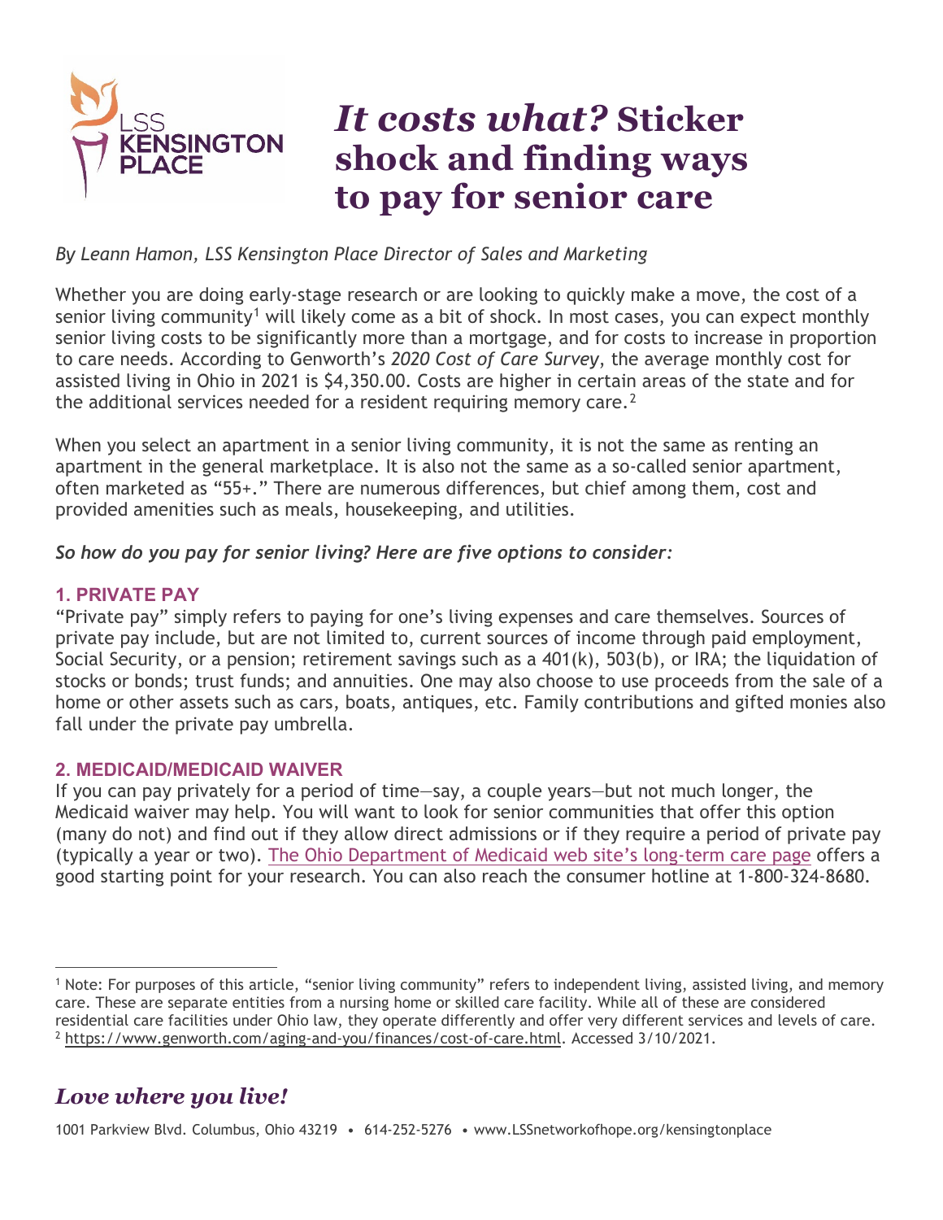# *It costs what?* Sticker shock and finding ways to pay for senior care

*By Leann Hamon, LSS Kensington Place Director of Sales and Marketing*

Whether you are doing early-stage research or are looking to quickly make a move, the cost of a senior living community[1] will likely come as a bit of shock. In most cases, you can expect monthly senior living costs to be significantly more than a mortgage, and for costs to increase in proportion to care needs. According to Genworth's *2020 Cost of Care Survey*, the average monthly cost for assisted living in Ohio in 2021 is $4,350.00. Costs are higher in certain areas of the state and for the additional services needed for a resident requiring memory care.[2]

When you select an apartment in a senior living community, it is not the same as renting an apartment in the general marketplace. It is also not the same as a so-called senior apartment, often marketed as "55+." There are numerous differences, but chief among them, cost and provided amenities such as meals, housekeeping, and utilities.

***So how do you pay for senior living? Here are five options to consider:***

### 1. PRIVATE PAY

"Private pay" simply refers to paying for one's living expenses and care themselves. Sources of private pay include, but are not limited to, current sources of income through paid employment, Social Security, or a pension; retirement savings such as a 401(k), 503(b), or IRA; the liquidation of stocks or bonds; trust funds; and annuities. One may also choose to use proceeds from the sale of a home or other assets such as cars, boats, antiques, etc. Family contributions and gifted monies also fall under the private pay umbrella.

### 2. MEDICAID/MEDICAID WAIVER

If you can pay privately for a period of time—say, a couple years—but not much longer, the Medicaid waiver may help. You will want to look for senior communities that offer this option (many do not) and find out if they allow direct admissions or if they require a period of private pay (typically a year or two). The Ohio Department of Medicaid web site's long-term care page offers a good starting point for your research. You can also reach the consumer hotline at 1-800-324-8680.

---

[1] Note: For purposes of this article, "senior living community" refers to independent living, assisted living, and memory care. These are separate entities from a nursing home or skilled care facility. While all of these are considered residential care facilities under Ohio law, they operate differently and offer very different services and levels of care.

[2] https://www.genworth.com/aging-and-you/finances/cost-of-care.html. Accessed 3/10/2021.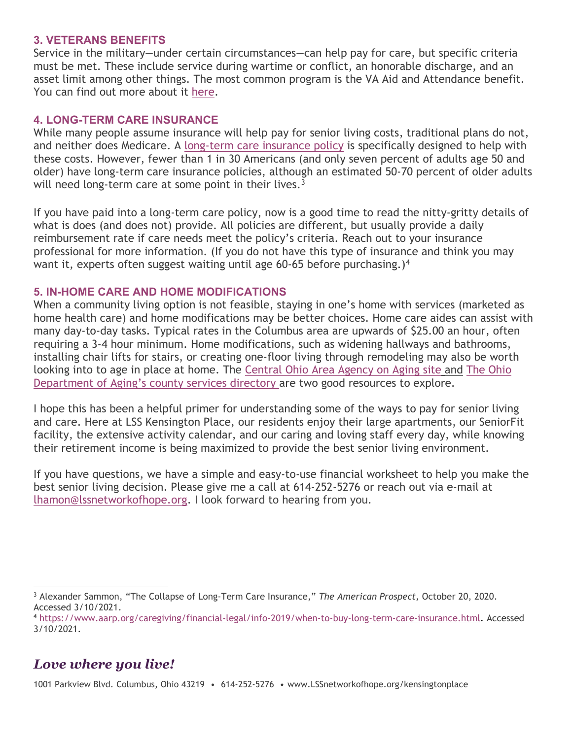### 3. VETERANS BENEFITS

Service in the military—under certain circumstances—can help pay for care, but specific criteria must be met. These include service during wartime or conflict, an honorable discharge, and an asset limit among other things. The most common program is the VA Aid and Attendance benefit. You can find out more about it here.

### 4. LONG-TERM CARE INSURANCE

While many people assume insurance will help pay for senior living costs, traditional plans do not, and neither does Medicare. A long-term care insurance policy is specifically designed to help with these costs. However, fewer than 1 in 30 Americans (and only seven percent of adults age 50 and older) have long-term care insurance policies, although an estimated 50-70 percent of older adults will need long-term care at some point in their lives.[3]

If you have paid into a long-term care policy, now is a good time to read the nitty-gritty details of what is does (and does not) provide. All policies are different, but usually provide a daily reimbursement rate if care needs meet the policy's criteria. Reach out to your insurance professional for more information. (If you do not have this type of insurance and think you may want it, experts often suggest waiting until age 60-65 before purchasing.)[4]

### 5. IN-HOME CARE AND HOME MODIFICATIONS

When a community living option is not feasible, staying in one's home with services (marketed as home health care) and home modifications may be better choices. Home care aides can assist with many day-to-day tasks. Typical rates in the Columbus area are upwards of $25.00 an hour, often requiring a 3-4 hour minimum. Home modifications, such as widening hallways and bathrooms, installing chair lifts for stairs, or creating one-floor living through remodeling may also be worth looking into to age in place at home. The Central Ohio Area Agency on Aging site and The Ohio Department of Aging's county services directory are two good resources to explore.

I hope this has been a helpful primer for understanding some of the ways to pay for senior living and care. Here at LSS Kensington Place, our residents enjoy their large apartments, our SeniorFit facility, the extensive activity calendar, and our caring and loving staff every day, while knowing their retirement income is being maximized to provide the best senior living environment.

If you have questions, we have a simple and easy-to-use financial worksheet to help you make the best senior living decision. Please give me a call at 614-252-5276 or reach out via e-mail at lhamon@lssnetworkofhope.org. I look forward to hearing from you.

---

[3] Alexander Sammon, "The Collapse of Long-Term Care Insurance," *The American Prospect,* October 20, 2020. Accessed 3/10/2021.

[4] https://www.aarp.org/caregiving/financial-legal/info-2019/when-to-buy-long-term-care-insurance.html. Accessed 3/10/2021.

***Love where you live!***

1001 Parkview Blvd. Columbus, Ohio 43219 • 614-252-5276 • www.LSSnetworkofhope.org/kensingtonplace